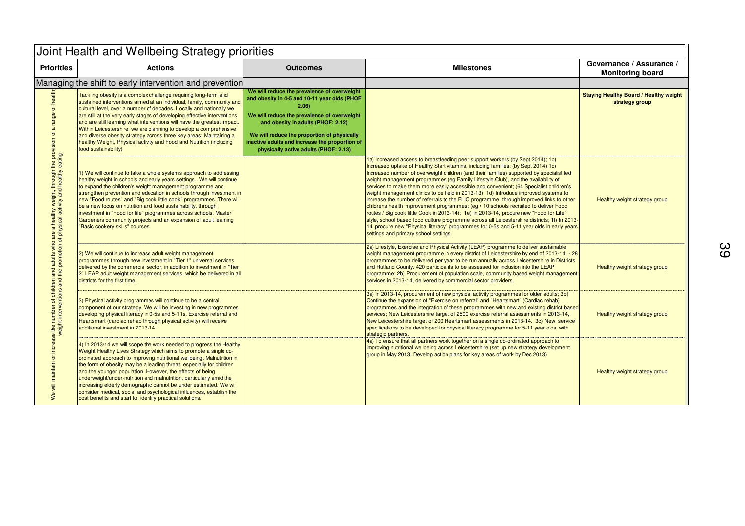# Joint Health and Wellbeing Strategy priorities

| Priorities | Actions | Outcomes | Milestones | Governance / Assurance / Monitoring board |
|---|---|---|---|---|
| **Managing the shift to early intervention and prevention** | | | | |
| We will maintain or increase the number of children and adults who are a healthy weight, through the provision of a range of healthy weight interventions and the promotion of physical activity and healthy eating | Tackling obesity is a complex challenge requiring long-term and sustained interventions aimed at an individual, family, community and cultural level, over a number of decades. Locally and nationally we are still at the very early stages of developing effective interventions and are still learning what interventions will have the greatest impact. Within Leicestershire, we are planning to develop a comprehensive and diverse obesity strategy across three key areas: Maintaining a healthy Weight, Physical activity and Food and Nutrition (including food sustainability) | **We will reduce the prevalence of overweight and obesity in 4-5 and 10-11 year olds (PHOF 2.06)**<br><br>**We will reduce the prevalence of overweight and obesity in adults (PHOF: 2.12)**<br><br>**We will reduce the proportion of physically inactive adults and increase the proportion of physically active adults (PHOF: 2.13)** | | **Staying Healthy Board / Healthy weight strategy group** |
| | 1) We will continue to take a whole systems approach to addressing healthy weight in schools and early years settings. We will continue to expand the children's weight management programme and strengthen prevention and education in schools through investment in new "Food routes" and "Big cook little cook" programmes. There will be a new focus on nutrition and food sustainability, through investment in "Food for life" programmes across schools, Master Gardeners community projects and an expansion of adult learning "Basic cookery skills" courses. | | 1a) Increased access to breastfeeding peer support workers (by Sept 2014); 1b) Increased uptake of Healthy Start vitamins, including families; (by Sept 2014) 1c) Increased number of overweight children (and their families) supported by specialist led weight management programmes (eg Family Lifestyle Club), and the availability of services to make them more easily accessible and convenient; (64 Specialist children's weight management clinics to be held in 2013-13) 1d) Introduce improved systems to increase the number of referrals to the FLIC programme, through improved links to other childrens health improvement programmes; (eg • 10 schools recruited to deliver Food routes / Big cook little Cook in 2013-14); 1e) In 2013-14, procure new "Food for Life" style, school based food culture programme across all Leicestershire districts; 1f) In 2013-14, procure new "Physical literacy" programmes for 0-5s and 5-11 year olds in early years settings and primary school settings. | Healthy weight strategy group |
| | 2) We will continue to increase adult weight management programmes through new investment in "Tier 1" universal services delivered by the commercial sector, in addition to investment in "Tier 2" LEAP adult weight management services, which be delivered in all districts for the first time. | | 2a) Lifestyle, Exercise and Physical Activity (LEAP) programme to deliver sustainable weight management programme in every district of Leicestershire by end of 2013-14. - 28 programmes to be delivered per year to be run annually across Leicestershire in Districts and Rutland County. 420 participants to be assessed for inclusion into the LEAP programme; 2b) Procurement of population scale, community based weight management services in 2013-14, delivered by commercial sector providers. | Healthy weight strategy group |
| | 3) Physical activity programmes will continue to be a central component of our strategy. We will be investing in new programmes developing physical literacy in 0-5s and 5-11s. Exercise referral and Heartsmart (cardiac rehab through physical activity) will receive additional investment in 2013-14. | | 3a) In 2013-14, procurement of new physical activity programmes for older adults; 3b) Continue the expansion of "Exercise on referral" and "Heartsmart" (Cardiac rehab) programmes and the integration of these programmes with new and existing district based services; New Leicestershire target of 2500 exercise referral assessments in 2013-14, New Leicestershire target of 200 Heartsmart assessments in 2013-14. 3c) New service specifications to be developed for physical literacy programme for 5-11 year olds, with strategic partners. | Healthy weight strategy group |
| | 4) In 2013/14 we will scope the work needed to progress the Healthy Weight Healthy Lives Strategy which aims to promote a single co-ordinated approach to improving nutritional wellbeing. Malnutrition in the form of obesity may be a leading threat, especially for children and the younger population .However, the effects of being underweight/under-nutrition and malnutrition, particularly amid the increasing elderly demographic cannot be under estimated. We will consider medical, social and psychological influences, establish the cost benefits and start to identify practical solutions. | | 4a) To ensure that all partners work together on a single co-ordinated approach to improving nutritional wellbeing across Leicestershire (set up new strategy development group in May 2013. Develop action plans for key areas of work by Dec 2013) | Healthy weight strategy group |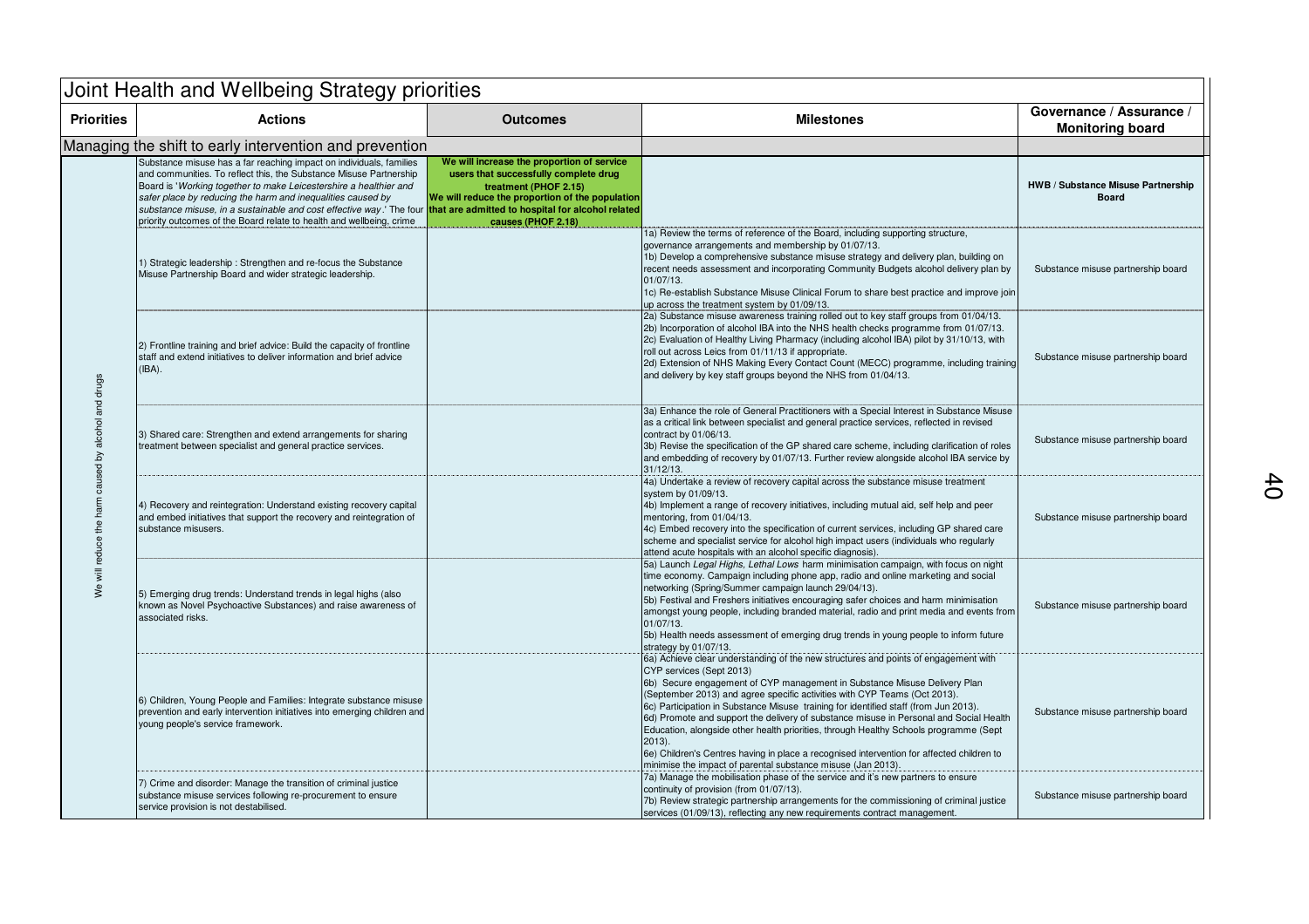# Joint Health and Wellbeing Strategy priorities

| Priorities | Actions | Outcomes | Milestones | Governance / Assurance / Monitoring board |
|---|---|---|---|---|
| **Managing the shift to early intervention and prevention** | | | | |
| We will reduce the harm caused by alcohol and drugs | Substance misuse has a far reaching impact on individuals, families and communities. To reflect this, the Substance Misuse Partnership Board is '*Working together to make Leicestershire a healthier and safer place by reducing the harm and inequalities caused by substance misuse, in a sustainable and cost effective way*.' The four priority outcomes of the Board relate to health and wellbeing, crime | **We will increase the proportion of service users that successfully complete drug treatment (PHOF 2.15)**<br>**We will reduce the proportion of the population that are admitted to hospital for alcohol related causes (PHOF 2.18)** | | **HWB / Substance Misuse Partnership Board** |
| | 1) Strategic leadership : Strengthen and re-focus the Substance Misuse Partnership Board and wider strategic leadership. | | 1a) Review the terms of reference of the Board, including supporting structure, governance arrangements and membership by 01/07/13.<br>1b) Develop a comprehensive substance misuse strategy and delivery plan, building on recent needs assessment and incorporating Community Budgets alcohol delivery plan by 01/07/13.<br>1c) Re-establish Substance Misuse Clinical Forum to share best practice and improve join up across the treatment system by 01/09/13. | Substance misuse partnership board |
| | 2) Frontline training and brief advice: Build the capacity of frontline staff and extend initiatives to deliver information and brief advice (IBA). | | 2a) Substance misuse awareness training rolled out to key staff groups from 01/04/13.<br>2b) Incorporation of alcohol IBA into the NHS health checks programme from 01/07/13.<br>2c) Evaluation of Healthy Living Pharmacy (including alcohol IBA) pilot by 31/10/13, with roll out across Leics from 01/11/13 if appropriate.<br>2d) Extension of NHS Making Every Contact Count (MECC) programme, including training and delivery by key staff groups beyond the NHS from 01/04/13. | Substance misuse partnership board |
| | 3) Shared care: Strengthen and extend arrangements for sharing treatment between specialist and general practice services. | | 3a) Enhance the role of General Practitioners with a Special Interest in Substance Misuse as a critical link between specialist and general practice services, reflected in revised contract by 01/06/13.<br>3b) Revise the specification of the GP shared care scheme, including clarification of roles and embedding of recovery by 01/07/13. Further review alongside alcohol IBA service by 31/12/13. | Substance misuse partnership board |
| | 4) Recovery and reintegration: Understand existing recovery capital and embed initiatives that support the recovery and reintegration of substance misusers. | | 4a) Undertake a review of recovery capital across the substance misuse treatment system by 01/09/13.<br>4b) Implement a range of recovery initiatives, including mutual aid, self help and peer mentoring, from 01/04/13.<br>4c) Embed recovery into the specification of current services, including GP shared care scheme and specialist service for alcohol high impact users (individuals who regularly attend acute hospitals with an alcohol specific diagnosis). | Substance misuse partnership board |
| | 5) Emerging drug trends: Understand trends in legal highs (also known as Novel Psychoactive Substances) and raise awareness of associated risks. | | 5a) Launch *Legal Highs, Lethal Lows* harm minimisation campaign, with focus on night time economy. Campaign including phone app, radio and online marketing and social networking (Spring/Summer campaign launch 29/04/13).<br>5b) Festival and Freshers initiatives encouraging safer choices and harm minimisation amongst young people, including branded material, radio and print media and events from 01/07/13.<br>5b) Health needs assessment of emerging drug trends in young people to inform future strategy by 01/07/13. | Substance misuse partnership board |
| | 6) Children, Young People and Families: Integrate substance misuse prevention and early intervention initiatives into emerging children and young people's service framework. | | 6a) Achieve clear understanding of the new structures and points of engagement with CYP services (Sept 2013)<br>6b) Secure engagement of CYP management in Substance Misuse Delivery Plan (September 2013) and agree specific activities with CYP Teams (Oct 2013).<br>6c) Participation in Substance Misuse training for identified staff (from Jun 2013).<br>6d) Promote and support the delivery of substance misuse in Personal and Social Health Education, alongside other health priorities, through Healthy Schools programme (Sept 2013).<br>6e) Children's Centres having in place a recognised intervention for affected children to minimise the impact of parental substance misuse (Jan 2013). | Substance misuse partnership board |
| | 7) Crime and disorder: Manage the transition of criminal justice substance misuse services following re-procurement to ensure service provision is not destabilised. | | 7a) Manage the mobilisation phase of the service and it's new partners to ensure continuity of provision (from 01/07/13).<br>7b) Review strategic partnership arrangements for the commissioning of criminal justice services (01/09/13), reflecting any new requirements contract management. | Substance misuse partnership board |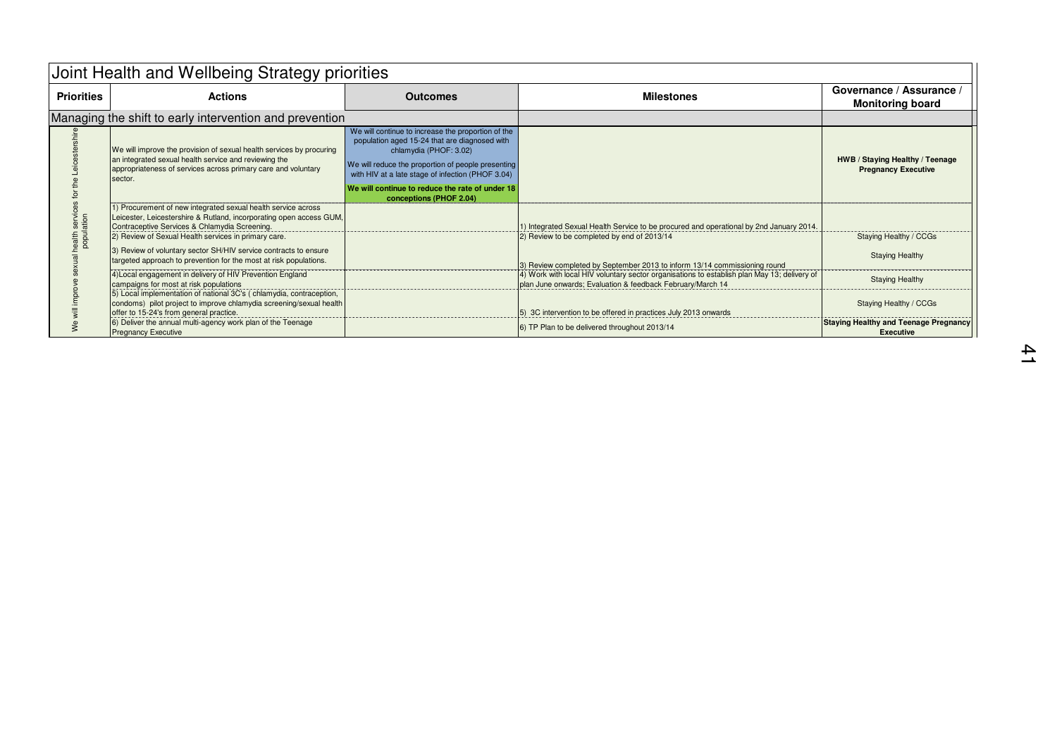# Joint Health and Wellbeing Strategy priorities

| Priorities | Actions | Outcomes | Milestones | Governance / Assurance / Monitoring board |
|---|---|---|---|---|
| **Managing the shift to early intervention and prevention** | | | | |
| We will improve sexual health services for the Leicestershire population | We will improve the provision of sexual health services by procuring an integrated sexual health service and reviewing the appropriateness of services across primary care and voluntary sector. | We will continue to increase the proportion of the population aged 15-24 that are diagnosed with chlamydia (PHOF: 3.02)<br>We will reduce the proportion of people presenting with HIV at a late stage of infection (PHOF 3.04)<br>**We will continue to reduce the rate of under 18 conceptions (PHOF 2.04)** | | **HWB / Staying Healthy / Teenage Pregnancy Executive** |
| | 1) Procurement of new integrated sexual health service across Leicester, Leicestershire & Rutland, incorporating open access GUM, Contraceptive Services & Chlamydia Screening. | | 1) Integrated Sexual Health Service to be procured and operational by 2nd January 2014. | |
| | 2) Review of Sexual Health services in primary care. | | 2) Review to be completed by end of 2013/14 | Staying Healthy / CCGs |
| | 3) Review of voluntary sector SH/HIV service contracts to ensure targeted approach to prevention for the most at risk populations. | | 3) Review completed by September 2013 to inform 13/14 commissioning round | Staying Healthy |
| | 4)Local engagement in delivery of HIV Prevention England campaigns for most at risk populations | | 4) Work with local HIV voluntary sector organisations to establish plan May 13; delivery of plan June onwards; Evaluation & feedback February/March 14 | Staying Healthy |
| | 5) Local implementation of national 3C's ( chlamydia, contraception, condoms) pilot project to improve chlamydia screening/sexual health offer to 15-24's from general practice. | | 5) 3C intervention to be offered in practices July 2013 onwards | Staying Healthy / CCGs |
| | 6) Deliver the annual multi-agency work plan of the Teenage Pregnancy Executive | | 6) TP Plan to be delivered throughout 2013/14 | **Staying Healthy and Teenage Pregnancy Executive** |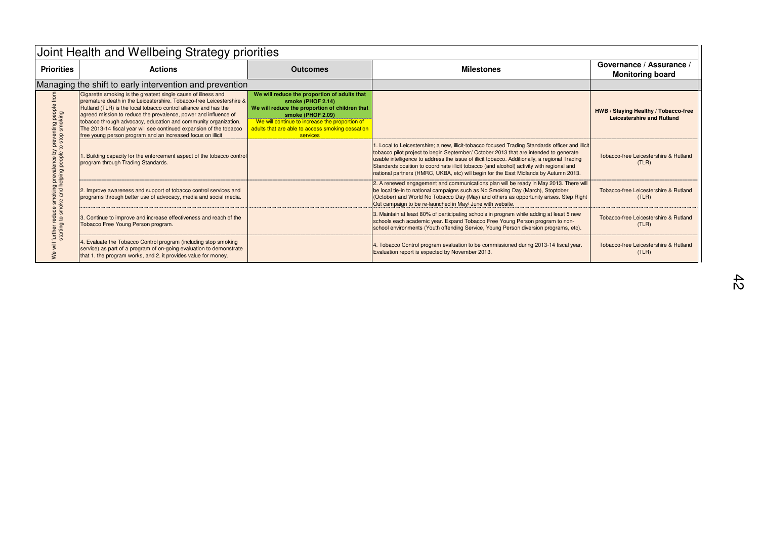## Joint Health and Wellbeing Strategy priorities

| Priorities | Actions | Outcomes | Milestones | Governance / Assurance / Monitoring board |
|---|---|---|---|---|
| **Managing the shift to early intervention and prevention** | | | | |
| We will further reduce smoking prevalence by preventing people from starting to smoke and helping people to stop smoking | Cigarette smoking is the greatest single cause of illness and premature death in the Leicestershire. Tobacco-free Leicestershire & Rutland (TLR) is the local tobacco control alliance and has the agreed mission to reduce the prevalence, power and influence of tobacco through advocacy, education and community organization. The 2013-14 fiscal year will see continued expansion of the tobacco free young person program and an increased focus on illicit | **We will reduce the proportion of adults that smoke (PHOF 2.14)** **We will reduce the proportion of children that smoke (PHOF 2.09)** We will continue to increase the proportion of adults that are able to access smoking cessation services | | **HWB / Staying Healthy / Tobacco-free Leicestershire and Rutland** |
| | 1. Building capacity for the enforcement aspect of the tobacco control program through Trading Standards. | | 1. Local to Leicestershire; a new, illicit-tobacco focused Trading Standards officer and illicit tobacco pilot project to begin September/ October 2013 that are intended to generate usable intelligence to address the issue of illicit tobacco. Additionally, a regional Trading Standards position to coordinate illicit tobacco (and alcohol) activity with regional and national partners (HMRC, UKBA, etc) will begin for the East Midlands by Autumn 2013. | Tobacco-free Leicestershire & Rutland (TLR) |
| | 2. Improve awareness and support of tobacco control services and programs through better use of advocacy, media and social media. | | 2. A renewed engagement and communications plan will be ready in May 2013. There will be local tie-in to national campaigns such as No Smoking Day (March), Stoptober (October) and World No Tobacco Day (May) and others as opportunity arises. Step Right Out campaign to be re-launched in May/ June with website. | Tobacco-free Leicestershire & Rutland (TLR) |
| | 3. Continue to improve and increase effectiveness and reach of the Tobacco Free Young Person program. | | 3. Maintain at least 80% of participating schools in program while adding at least 5 new schools each academic year. Expand Tobacco Free Young Person program to non-school environments (Youth offending Service, Young Person diversion programs, etc). | Tobacco-free Leicestershire & Rutland (TLR) |
| | 4. Evaluate the Tobacco Control program (including stop smoking service) as part of a program of on-going evaluation to demonstrate that 1. the program works, and 2. it provides value for money. | | 4. Tobacco Control program evaluation to be commissioned during 2013-14 fiscal year. Evaluation report is expected by November 2013. | Tobacco-free Leicestershire & Rutland (TLR) |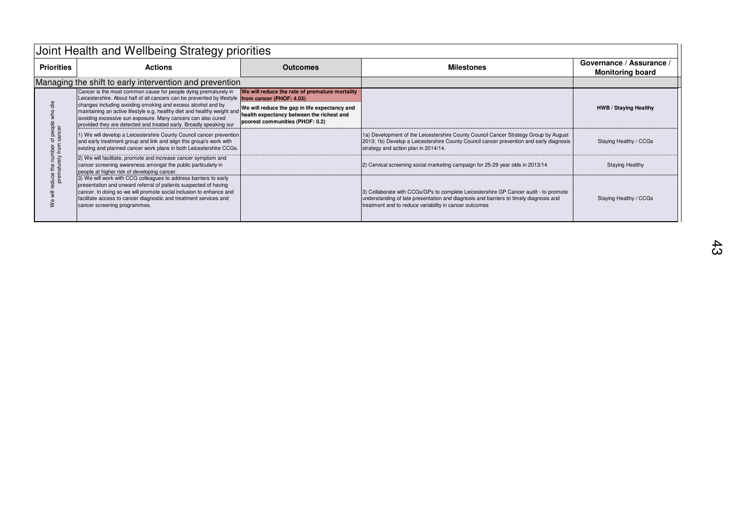## Joint Health and Wellbeing Strategy priorities

| Priorities | Actions | Outcomes | Milestones | Governance / Assurance / Monitoring board |
|---|---|---|---|---|
| **Managing the shift to early intervention and prevention** | | | | |
| We will reduce the number of people who die prematurely from cancer | Cancer is the most common cause for people dying prematurely in Leicestershire. About half of all cancers can be prevented by lifestyle changes including avoiding smoking and excess alcohol and by maintaining an active lifestyle e.g. healthy diet and healthy weight and avoiding excessive sun exposure. Many cancers can also cured provided they are detected and treated early. Broadly speaking our | **We will reduce the rate of premature mortality from cancer (PHOF: 4.05)**<br>**We will reduce the gap in life expectancy and health expectancy between the richest and poorest communities (PHOF: 0.2)** | | **HWB / Staying Healthy** |
| | 1) We will develop a Leicestershire County Council cancer prevention and early treatment group and link and align this group's work with existing and planned cancer work plans in both Leicestershire CCGs. | | 1a) Development of the Leicestershire County Council Cancer Strategy Group by August 2013; 1b) Develop a Leicestershire County Council cancer prevention and early diagnosis strategy and action plan in 2014/14. | Staying Healthy / CCGs |
| | 2) We will facilitate, promote and increase cancer symptom and cancer screening awareness amongst the public particularly in people at higher risk of developing cancer. | | 2) Cervical screening social marketing campaign for 25-29 year olds in 2013/14 | Staying Healthy |
| | 3) We will work with CCG colleagues to address barriers to early presentation and onward referral of patients suspected of having cancer. In doing so we will promote social inclusion to enhance and facilitate access to cancer diagnostic and treatment services and cancer screening programmes. | | 3) Collaborate with CCGs/GPs to complete Leicestershire GP Cancer audit - to promote understanding of late presentation and diagnosis and barriers to timely diagnosis and treatment and to reduce variability in cancer outcomes | Staying Healthy / CCGs |